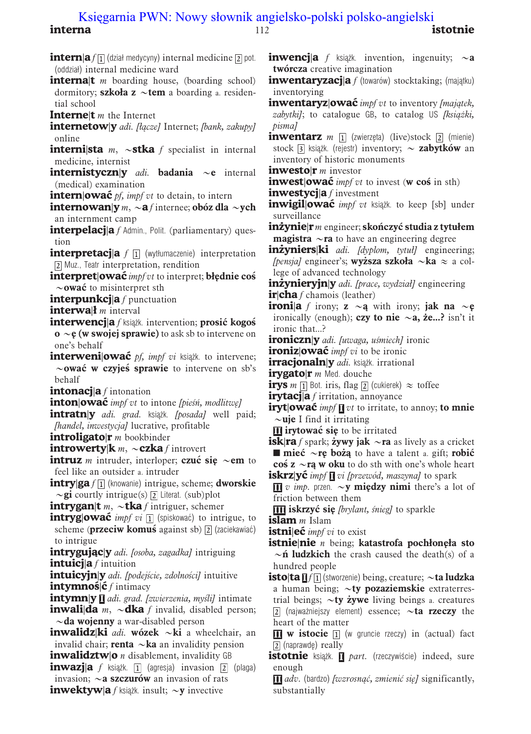**intern|a** *f* [1] (dział medycyny) internal medicine [2] pot. (oddział) internal medicine ward

**interna|t** *m* boarding house, (boarding school) dormitory; **szkoła z ~tem** a boarding a. residential school

**Interne|t** *m* the Internet

**internetow|y** *adi.* *[łącze]* Internet; *[bank, zakupy]* online

**interni|sta** *m*, **~stka** *f* specialist in internal medicine, internist

**internistyczn|y** *adi.* **badania ~e** internal (medical) examination

**intern|ować** *pf, impf vt* to detain, to intern

**internowan|y** *m*, **~a** *f* internee; **obóz dla ~ych** an internment camp

**interpelacj|a** *f* Admin., Polit. (parliamentary) question

**interpretacj|a** *f* [1] (wytłumaczenie) interpretation [2] Muz., Teatr interpretation, rendition

**interpret|ować** *impf vt* to interpret; **błędnie coś ~ować** to misinterpret sth

**interpunkcj|a** *f* punctuation

**interwa|ł** *m* interval

**interwencj|a** *f* książk. intervention; **prosić kogoś o ~ę (w swojej sprawie)** to ask sb to intervene on one's behalf

**interweni|ować** *pf, impf vi* książk. to intervene; **~ować w czyjeś sprawie** to intervene on sb's behalf

**intonacj|a** *f* intonation

**inton|ować** *impf vt* to intone *[pieśń, modlitwę]*

**intratn|y** *adi. grad.* książk. *[posada]* well paid; *[handel, inwestycja]* lucrative, profitable

**introligato|r** *m* bookbinder

**introwerty|k** *m*, **~czka** *f* introvert

**intruz** *m* intruder, interloper; **czuć się ~em** to feel like an outsider a. intruder

**intry|ga** *f* [1] (knowanie) intrigue, scheme; **dworskie ~gi** courtly intrigue(s) [2] Literat. (sub)plot

**intrygan|t** *m*, **~tka** *f* intriguer, schemer

**intryg|ować** *impf vi* [1] (spiskować) to intrigue, to scheme (**przeciw komuś** against sb) [2] (zaciekawiać) to intrigue

**intrygując|y** *adi.* *[osoba, zagadka]* intriguing

**intuicj|a** *f* intuition

**intuicyjn|y** *adi.* *[podejście, zdolności]* intuitive

**intymnoś|ć** *f* intimacy

**intymn|y** **I** *adi. grad.* *[zwierzenia, myśli]* intimate

**inwali|da** *m*, **~dka** *f* invalid, disabled person; **~da wojenny** a war-disabled person

**inwalidz|ki** *adi.* **wózek ~ki** a wheelchair, an invalid chair; **renta ~ka** an invalidity pension

**inwalidztw|o** *n* disablement, invalidity GB

**inwazj|a** *f* książk. [1] (agresja) invasion [2] (plaga) invasion; **~a szczurów** an invasion of rats

**inwektyw|a** *f* książk. insult; **~y** invective

**inwencj|a** *f* książk. invention, ingenuity; **~a twórcza** creative imagination

**inwentaryzacj|a** *f* (towarów) stocktaking; (majątku) inventorying

**inwentaryz|ować** *impf vt* to inventory *[majątek, zabytki]*; to catalogue GB, to catalog US *[książki, pisma]*

**inwentarz** *m* [1] (zwierzęta) (live)stock [2] (mienie) stock [3] książk. (rejestr) inventory; **~ zabytków** an inventory of historic monuments

**inwesto|r** *m* investor

**inwest|ować** *impf vt* to invest (**w coś** in sth)

**inwestycj|a** *f* investment

**inwigil|ować** *impf vt* książk. to keep [sb] under surveillance

**inżynie|r** *m* engineer; **skończyć studia z tytułem magistra ~ra** to have an engineering degree

**inżyniers|ki** *adi.* *[dyplom, tytuł]* engineering; *[pensja]* engineer's; **wyższa szkoła ~ka** ≈ a college of advanced technology

**inżynieryjn|y** *adi.* *[prace, wydział]* engineering

**ir|cha** *f* chamois (leather)

**ironi|a** *f* irony; **z ~ą** with irony; **jak na ~ę** ironically (enough); **czy to nie ~a, że...?** isn't it ironic that...?

**ironiczn|y** *adi.* *[uwaga, uśmiech]* ironic

**ironiz|ować** *impf vi* to be ironic

**irracjonaln|y** *adi.* książk. irrational

**irygato|r** *m* Med. douche

**irys** *m* [1] Bot. iris, flag [2] (cukierek) ≈ toffee

**irytacj|a** *f* irritation, annoyance

**iryt|ować** *impf* **I** *vt* to irritate, to annoy; **to mnie ~uje** I find it irritating

**II** **irytować się** to be irritated

**isk|ra** *f* spark; **żywy jak ~ra** as lively as a cricket

■ **mieć ~rę bożą** to have a talent a. gift; **robić coś z ~rą w oku** to do sth with one's whole heart

**iskrz|yć** *impf* **I** *vi* *[przewód, maszyna]* to spark

**II** *v imp.* przen. **~y między nimi** there's a lot of friction between them

**III** **iskrzyć się** *[brylant, śnieg]* to sparkle

**islam** *m* Islam

**istni|eć** *impf vi* to exist

**istnie|nie** *n* being; **katastrofa pochłonęła sto ~ń ludzkich** the crash caused the death(s) of a hundred people

**isto|ta** **I** *f* [1] (stworzenie) being, creature; **~ta ludzka** a human being; **~ty pozaziemskie** extraterrestrial beings; **~ty żywe** living beings a. creatures [2] (najważniejszy element) essence; **~ta rzeczy** the heart of the matter

**II** **w istocie** [1] (w gruncie rzeczy) in (actual) fact [2] (naprawdę) really

**istotnie** książk. **I** *part.* (rzeczywiście) indeed, sure enough

**II** *adv.* (bardzo) *[wzrosnąć, zmienić się]* significantly, substantially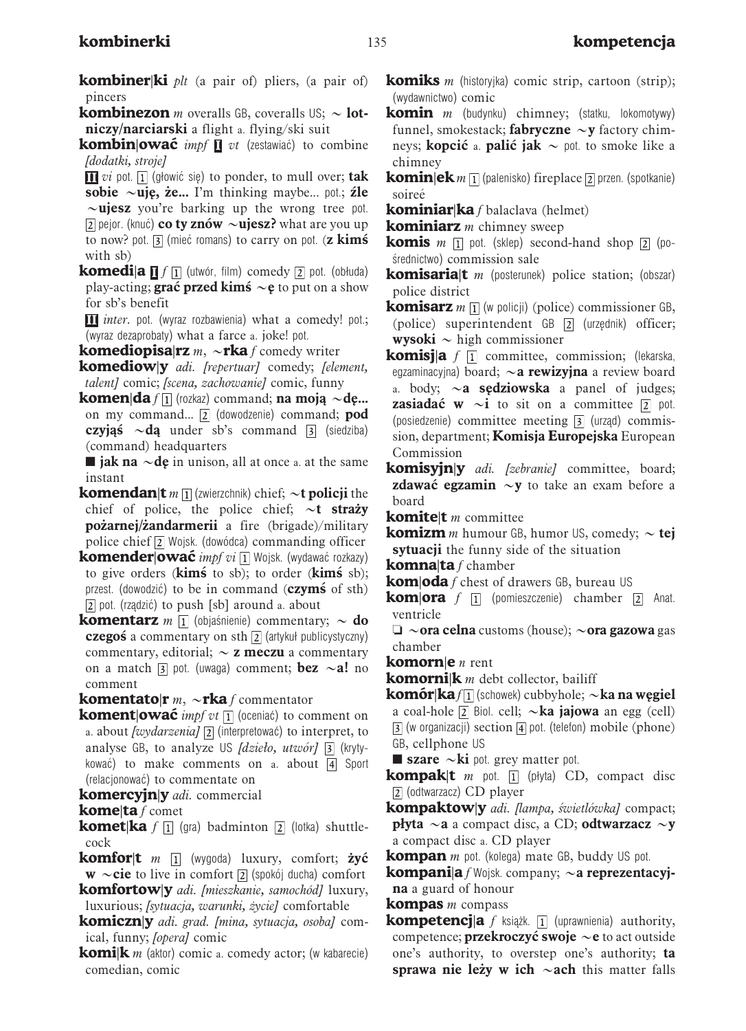**kombiner|ki** *plt* (a pair of) pliers, (a pair of) pincers

**kombinezon** *m* overalls GB, coveralls US; ~ **lotniczy/narciarski** a flight a. flying/ski suit

**kombin|ować** *impf* **I** *vt* (zestawiać) to combine *[dodatki, stroje]*

**II** *vi* pot. 1 (głowić się) to ponder, to mull over; **tak sobie ~uję, że...** I'm thinking maybe... pot.; **źle ~ujesz** you're barking up the wrong tree pot. 2 pejor. (knuć) **co ty znów ~ujesz?** what are you up to now? pot. 3 (mieć romans) to carry on pot. (**z kimś** with sb)

**komedi|a** **I** *f* 1 (utwór, film) comedy 2 pot. (obłuda) play-acting; **grać przed kimś ~ę** to put on a show for sb's benefit

**II** *inter.* pot. (wyraz rozbawienia) what a comedy! pot.; (wyraz dezaprobaty) what a farce a. joke! pot.

**komediopisa|rz** *m*, **~rka** *f* comedy writer

**komediow|y** *adi. [repertuar]* comedy; *[element, talent]* comic; *[scena, zachowanie]* comic, funny

**komen|da** *f* 1 (rozkaz) command; **na moją ~dę...** on my command... 2 (dowodzenie) command; **pod czyjąś ~dą** under sb's command 3 (siedziba) (command) headquarters

■ **jak na ~dę** in unison, all at once a. at the same instant

**komendan|t** *m* 1 (zwierzchnik) chief; **~t policji** the chief of police, the police chief; **~t straży pożarnej/żandarmerii** a fire (brigade)/military police chief 2 Wojsk. (dowódca) commanding officer

**komender|ować** *impf vi* 1 Wojsk. (wydawać rozkazy) to give orders (**kimś** to sb); to order (**kimś** sb); przest. (dowodzić) to be in command (**czymś** of sth) 2 pot. (rządzić) to push [sb] around a. about

**komentarz** *m* 1 (objaśnienie) commentary; ~ **do czegoś** a commentary on sth 2 (artykuł publicystyczny) commentary, editorial; ~ **z meczu** a commentary on a match 3 pot. (uwaga) comment; **bez ~a!** no comment

**komentato|r** *m*, **~rka** *f* commentator

**koment|ować** *impf vt* 1 (oceniać) to comment on a. about *[wydarzenia]* 2 (interpretować) to interpret, to analyse GB, to analyze US *[dzieło, utwór]* 3 (krytykować) to make comments on a. about 4 Sport (relacjonować) to commentate on

**komercyjn|y** *adi.* commercial

**kome|ta** *f* comet

**komet|ka** *f* 1 (gra) badminton 2 (lotka) shuttlecock

**komfor|t** *m* 1 (wygoda) luxury, comfort; **żyć w ~cie** to live in comfort 2 (spokój ducha) comfort

**komfortow|y** *adi. [mieszkanie, samochód]* luxury, luxurious; *[sytuacja, warunki, życie]* comfortable

**komiczn|y** *adi. grad. [mina, sytuacja, osoba]* comical, funny; *[opera]* comic

**komi|k** *m* (aktor) comic a. comedy actor; (w kabarecie) comedian, comic

**komiks** *m* (historyjka) comic strip, cartoon (strip); (wydawnictwo) comic

**komin** *m* (budynku) chimney; (statku, lokomotywy) funnel, smokestack; **fabryczne ~y** factory chimneys; **kopcić** a. **palić jak ~** pot. to smoke like a chimney

**komin|ek** *m* 1 (palenisko) fireplace 2 przen. (spotkanie) soireé

**kominiar|ka** *f* balaclava (helmet)

**kominiarz** *m* chimney sweep

**komis** *m* 1 pot. (sklep) second-hand shop 2 (pośrednictwo) commission sale

**komisaria|t** *m* (posterunek) police station; (obszar) police district

**komisarz** *m* 1 (w policji) (police) commissioner GB, (police) superintendent GB 2 (urzędnik) officer; **wysoki ~** high commissioner

**komisj|a** *f* 1 committee, commission; (lekarska, egzaminacyjna) board; **~a rewizyjna** a review board a. body; **~a sędziowska** a panel of judges; **zasiadać w ~i** to sit on a committee 2 pot. (posiedzenie) committee meeting 3 (urząd) commission, department; **Komisja Europejska** European Commission

**komisyjn|y** *adi. [zebranie]* committee, board; **zdawać egzamin ~y** to take an exam before a board

**komite|t** *m* committee

**komizm** *m* humour GB, humor US, comedy; ~ **tej sytuacji** the funny side of the situation

**komna|ta** *f* chamber

**kom|oda** *f* chest of drawers GB, bureau US

**kom|ora** *f* 1 (pomieszczenie) chamber 2 Anat. ventricle

❑ **~ora celna** customs (house); **~ora gazowa** gas chamber

**komorn|e** *n* rent

**komorni|k** *m* debt collector, bailiff

**komór|ka** *f* 1 (schowek) cubbyhole; **~ka na węgiel** a coal-hole 2 Biol. cell; **~ka jajowa** an egg (cell) 3 (w organizacji) section 4 pot. (telefon) mobile (phone) GB, cellphone US

■ **szare ~ki** pot. grey matter pot.

**kompak|t** *m* pot. 1 (płyta) CD, compact disc 2 (odtwarzacz) CD player

**kompaktow|y** *adi. [lampa, świetlówka]* compact; **płyta ~a** a compact disc, a CD; **odtwarzacz ~y** a compact disc a. CD player

**kompan** *m* pot. (kolega) mate GB, buddy US pot.

**kompani|a** *f* Wojsk. company; **~a reprezentacyjna** a guard of honour

**kompas** *m* compass

**kompetencj|a** *f* książk. 1 (uprawnienia) authority, competence; **przekroczyć swoje ~e** to act outside one's authority, to overstep one's authority; **ta sprawa nie leży w ich ~ach** this matter falls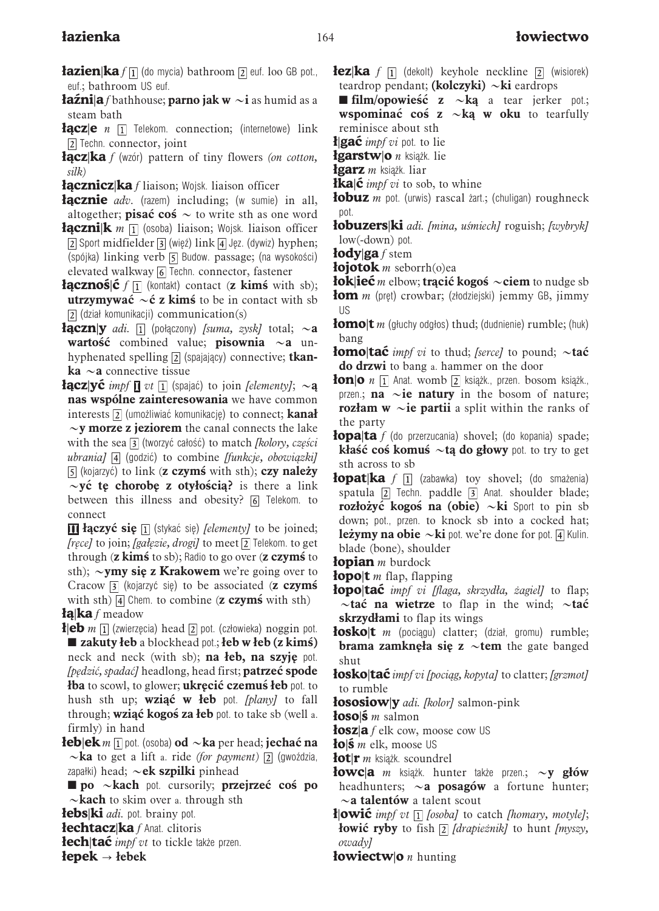**łazien|ka** *f* [1] (do mycia) bathroom [2] euf. loo GB pot., euf.; bathroom US euf.

**łaźni|a** *f* bathhouse; **parno jak w ~i** as humid as a steam bath

**łącz|e** *n* [1] Telekom. connection; (internetowe) link [2] Techn. connector, joint

**łącz|ka** *f* (wzór) pattern of tiny flowers *(on cotton, silk)*

**łącznicz|ka** *f* liaison; Wojsk. liaison officer

**łącznie** *adv.* (razem) including; (w sumie) in all, altogether; **pisać coś ~** to write sth as one word

**łączni|k** *m* [1] (osoba) liaison; Wojsk. liaison officer [2] Sport midfielder [3] (więź) link [4] Jęz. (dywiz) hyphen; (spójka) linking verb [5] Budow. passage; (na wysokości) elevated walkway [6] Techn. connector, fastener

**łącznoś|ć** *f* [1] (kontakt) contact (**z kimś** with sb); **utrzymywać ~ć z kimś** to be in contact with sb [2] (dział komunikacji) communication(s)

**łączn|y** *adi.* [1] (połączony) *[suma, zysk]* total; **~a wartość** combined value; **pisownia ~a** unhyphenated spelling [2] (spajający) connective; **tkanka ~a** connective tissue

**łącz|yć** *impf* **I** *vt* [1] (spajać) to join *[elementy]*; **~ą nas wspólne zainteresowania** we have common interests [2] (umożliwiać komunikację) to connect; **kanał ~y morze z jeziorem** the canal connects the lake with the sea [3] (tworzyć całość) to match *[kolory, części ubrania]* [4] (godzić) to combine *[funkcje, obowiązki]* [5] (kojarzyć) to link (**z czymś** with sth); **czy należy ~yć tę chorobę z otyłością?** is there a link between this illness and obesity? [6] Telekom. to connect

**II łączyć się** [1] (stykać się) *[elementy]* to be joined; *[ręce]* to join; *[gałęzie, drogi]* to meet [2] Telekom. to get through (**z kimś** to sb); Radio to go over (**z czymś** to sth); **~ymy się z Krakowem** we're going over to Cracow [3] (kojarzyć się) to be associated (**z czymś** with sth) [4] Chem. to combine (**z czymś** with sth)

**łą|ka** *f* meadow

**ł|eb** *m* [1] (zwierzęcia) head [2] pot. (człowieka) noggin pot.
■ **zakuty łeb** a blockhead pot.; **łeb w łeb (z kimś)** neck and neck (with sb); **na łeb, na szyję** pot. *[pędzić, spadać]* headlong, head first; **patrzeć spode łba** to scowl, to glower; **ukręcić czemuś łeb** pot. to hush sth up; **wziąć w łeb** pot. *[plany]* to fall through; **wziąć kogoś za łeb** pot. to take sb (well a. firmly) in hand

**łeb|ek** *m* [1] pot. (osoba) **od ~ka** per head; **jechać na ~ka** to get a lift a. ride *(for payment)* [2] (gwoździa, zapałki) head; **~ek szpilki** pinhead
■ **po ~kach** pot. cursorily; **przejrzeć coś po ~kach** to skim over a. through sth

**łebs|ki** *adi.* pot. brainy pot.

**łechtacz|ka** *f* Anat. clitoris

**łech|tać** *impf vt* to tickle także przen.

**łepek** → **łebek**

**łez|ka** *f* [1] (dekolt) keyhole neckline [2] (wisiorek) teardrop pendant; **(kolczyki) ~ki** eardrops
■ **film/opowieść z ~ką** a tear jerker pot.; **wspominać coś z ~ką w oku** to tearfully reminisce about sth

**ł|gać** *impf vi* pot. to lie

**łgarstw|o** *n* książk. lie

**łgarz** *m* książk. liar

**łka|ć** *impf vi* to sob, to whine

**łobuz** *m* pot. (urwis) rascal żart.; (chuligan) roughneck pot.

**łobuzers|ki** *adi. [mina, uśmiech]* roguish; *[wybryk]* low(-down) pot.

**łody|ga** *f* stem

**łojotok** *m* seborrh(o)ea

**łok|ieć** *m* elbow; **trącić kogoś ~ciem** to nudge sb

**łom** *m* (pręt) crowbar; (złodziejski) jemmy GB, jimmy US

**łomo|t** *m* (głuchy odgłos) thud; (dudnienie) rumble; (huk) bang

**łomo|tać** *impf vi* to thud; *[serce]* to pound; **~tać do drzwi** to bang a. hammer on the door

**łon|o** *n* [1] Anat. womb [2] książk., przen. bosom książk., przen.; **na ~ie natury** in the bosom of nature; **rozłam w ~ie partii** a split within the ranks of the party

**łopa|ta** *f* (do przerzucania) shovel; (do kopania) spade; **kłaść coś komuś ~tą do głowy** pot. to try to get sth across to sb

**łopat|ka** *f* [1] (zabawka) toy shovel; (do smażenia) spatula [2] Techn. paddle [3] Anat. shoulder blade; **rozłożyć kogoś na (obie) ~ki** Sport to pin sb down; pot., przen. to knock sb into a cocked hat; **leżymy na obie ~ki** pot. we're done for pot. [4] Kulin. blade (bone), shoulder

**łopian** *m* burdock

**łopo|t** *m* flap, flapping

**łopo|tać** *impf vi [flaga, skrzydła, żagiel]* to flap; **~tać na wietrze** to flap in the wind; **~tać skrzydłami** to flap its wings

**łosko|t** *m* (pociągu) clatter; (dział, gromu) rumble; **brama zamknęła się z ~tem** the gate banged shut

**łosko|tać** *impf vi [pociąg, kopyta]* to clatter; *[grzmot]* to rumble

**łososiow|y** *adi. [kolor]* salmon-pink

**łoso|ś** *m* salmon

**łosz|a** *f* elk cow, moose cow US

**ło|ś** *m* elk, moose US

**łot|r** *m* książk. scoundrel

**łowc|a** *m* książk. hunter także przen.; **~y głów** headhunters; **~a posagów** a fortune hunter; **~a talentów** a talent scout

**ł|owić** *impf vt* [1] *[osoba]* to catch *[homary, motyle]*; **łowić ryby** to fish [2] *[drapieżnik]* to hunt *[myszy, owady]*

**łowiectw|o** *n* hunting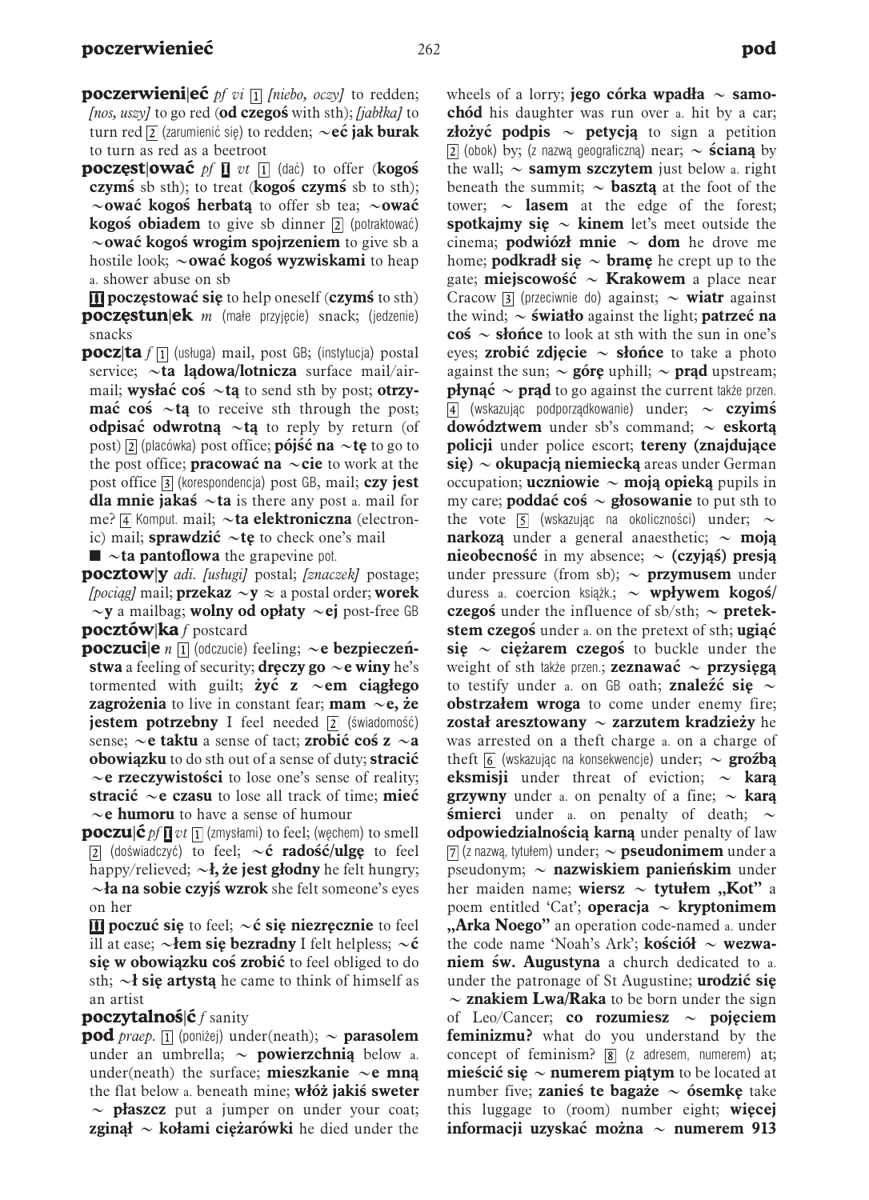**poczerwieni|eć** *pf vi* [1] *[niebo, oczy]* to redden; *[nos, uszy]* to go red (**od czegoś** with sth); *[jabłka]* to turn red [2] (zarumienić się) to redden; **~eć jak burak** to turn as red as a beetroot

**poczęst|ować** *pf* **I** *vt* [1] (dać) to offer (**kogoś czymś** sb sth); to treat (**kogoś czymś** sb to sth); **~ować kogoś herbatą** to offer sb tea; **~ować kogoś obiadem** to give sb dinner [2] (potraktować) **~ować kogoś wrogim spojrzeniem** to give sb a hostile look; **~ować kogoś wyzwiskami** to heap a. shower abuse on sb

**II poczęstować się** to help oneself (**czymś** to sth)

**poczęstun|ek** *m* (małe przyjęcie) snack; (jedzenie) snacks

**pocz|ta** *f* [1] (usługa) mail, post GB; (instytucja) postal service; **~ta lądowa/lotnicza** surface mail/airmail; **wysłać coś ~tą** to send sth by post; **otrzymać coś ~tą** to receive sth through the post; **odpisać odwrotną ~tą** to reply by return (of post) [2] (placówka) post office; **pójść na ~tę** to go to the post office; **pracować na ~cie** to work at the post office [3] (korespondencja) post GB, mail; **czy jest dla mnie jakaś ~ta** is there any post a. mail for me? [4] Komput. mail; **~ta elektroniczna** (electronic) mail; **sprawdzić ~tę** to check one's mail

■ **~ta pantoflowa** the grapevine pot.

**pocztow|y** *adi.* *[usługi]* postal; *[znaczek]* postage; *[pociąg]* mail; **przekaz ~y** ≈ a postal order; **worek ~y** a mailbag; **wolny od opłaty ~ej** post-free GB

**pocztów|ka** *f* postcard

**poczuci|e** *n* [1] (odczucie) feeling; **~e bezpieczeństwa** a feeling of security; **dręczy go ~e winy** he's tormented with guilt; **żyć z ~em ciągłego zagrożenia** to live in constant fear; **mam ~e, że jestem potrzebny** I feel needed [2] (świadomość) sense; **~e taktu** a sense of tact; **zrobić coś z ~a obowiązku** to do sth out of a sense of duty; **stracić ~e rzeczywistości** to lose one's sense of reality; **stracić ~e czasu** to lose all track of time; **mieć ~e humoru** to have a sense of humour

**poczu|ć** *pf* **I** *vt* [1] (zmysłami) to feel; (węchem) to smell [2] (doświadczyć) to feel; **~ć radość/ulgę** to feel happy/relieved; **~ł, że jest głodny** he felt hungry; **~ła na sobie czyjś wzrok** she felt someone's eyes on her

**II poczuć się** to feel; **~ć się niezręcznie** to feel ill at ease; **~łem się bezradny** I felt helpless; **~ć się w obowiązku coś zrobić** to feel obliged to do sth; **~ł się artystą** he came to think of himself as an artist

**poczytalnoś|ć** *f* sanity

**pod** *praep.* [1] (poniżej) under(neath); **~ parasolem** under an umbrella; **~ powierzchnią** below a. under(neath) the surface; **mieszkanie ~e mną** the flat below a. beneath mine; **włóż jakiś sweter ~ płaszcz** put a jumper on under your coat; **zginął ~ kołami ciężarówki** he died under the wheels of a lorry; **jego córka wpadła ~ samochód** his daughter was run over a. hit by a car; **złożyć podpis ~ petycją** to sign a petition [2] (obok) by; (z nazwą geograficzną) near; **~ ścianą** by the wall; **~ samym szczytem** just below a. right beneath the summit; **~ basztą** at the foot of the tower; **~ lasem** at the edge of the forest; **spotkajmy się ~ kinem** let's meet outside the cinema; **podwiózł mnie ~ dom** he drove me home; **podkradł się ~ bramę** he crept up to the gate; **miejscowość ~ Krakowem** a place near Cracow [3] (przeciwnie do) against; **~ wiatr** against the wind; **~ światło** against the light; **patrzeć na coś ~ słońce** to look at sth with the sun in one's eyes; **zrobić zdjęcie ~ słońce** to take a photo against the sun; **~ górę** uphill; **~ prąd** upstream; **płynąć ~ prąd** to go against the current także przen. [4] (wskazując podporządkowanie) under; **~ czyimś dowództwem** under sb's command; **~ eskortą policji** under police escort; **tereny (znajdujące się) ~ okupacją niemiecką** areas under German occupation; **uczniowie ~ moją opieką** pupils in my care; **poddać coś ~ głosowanie** to put sth to the vote [5] (wskazując na okoliczności) under; **~ narkozą** under a general anaesthetic; **~ moją nieobecność** in my absence; **~ (czyjąś) presją** under pressure (from sb); **~ przymusem** under duress a. coercion książk.; **~ wpływem kogoś/czegoś** under the influence of sb/sth; **~ pretekstem czegoś** under a. on the pretext of sth; **ugiąć się ~ ciężarem czegoś** to buckle under the weight of sth także przen.; **zeznawać ~ przysięgą** to testify under a. on GB oath; **znaleźć się ~ obstrzałem wroga** to come under enemy fire; **został aresztowany ~ zarzutem kradzieży** he was arrested on a theft charge a. on a charge of theft [6] (wskazując na konsekwencje) under; **~ groźbą eksmisji** under threat of eviction; **~ karą grzywny** under a. on penalty of a fine; **~ karą śmierci** under a. on penalty of death; **~ odpowiedzialnością karną** under penalty of law [7] (z nazwą, tytułem) under; **~ pseudonimem** under a pseudonym; **~ nazwiskiem panieńskim** under her maiden name; **wiersz ~ tytułem „Kot"** a poem entitled 'Cat'; **operacja ~ kryptonimem „Arka Noego"** an operation code-named a. under the code name 'Noah's Ark'; **kościół ~ wezwaniem św. Augustyna** a church dedicated to a. under the patronage of St Augustine; **urodzić się ~ znakiem Lwa/Raka** to be born under the sign of Leo/Cancer; **co rozumiesz ~ pojęciem feminizmu?** what do you understand by the concept of feminism? [8] (z adresem, numerem) at; **mieścić się ~ numerem piątym** to be located at number five; **zanieś te bagaże ~ ósemkę** take this luggage to (room) number eight; **więcej informacji uzyskać można ~ numerem 913**